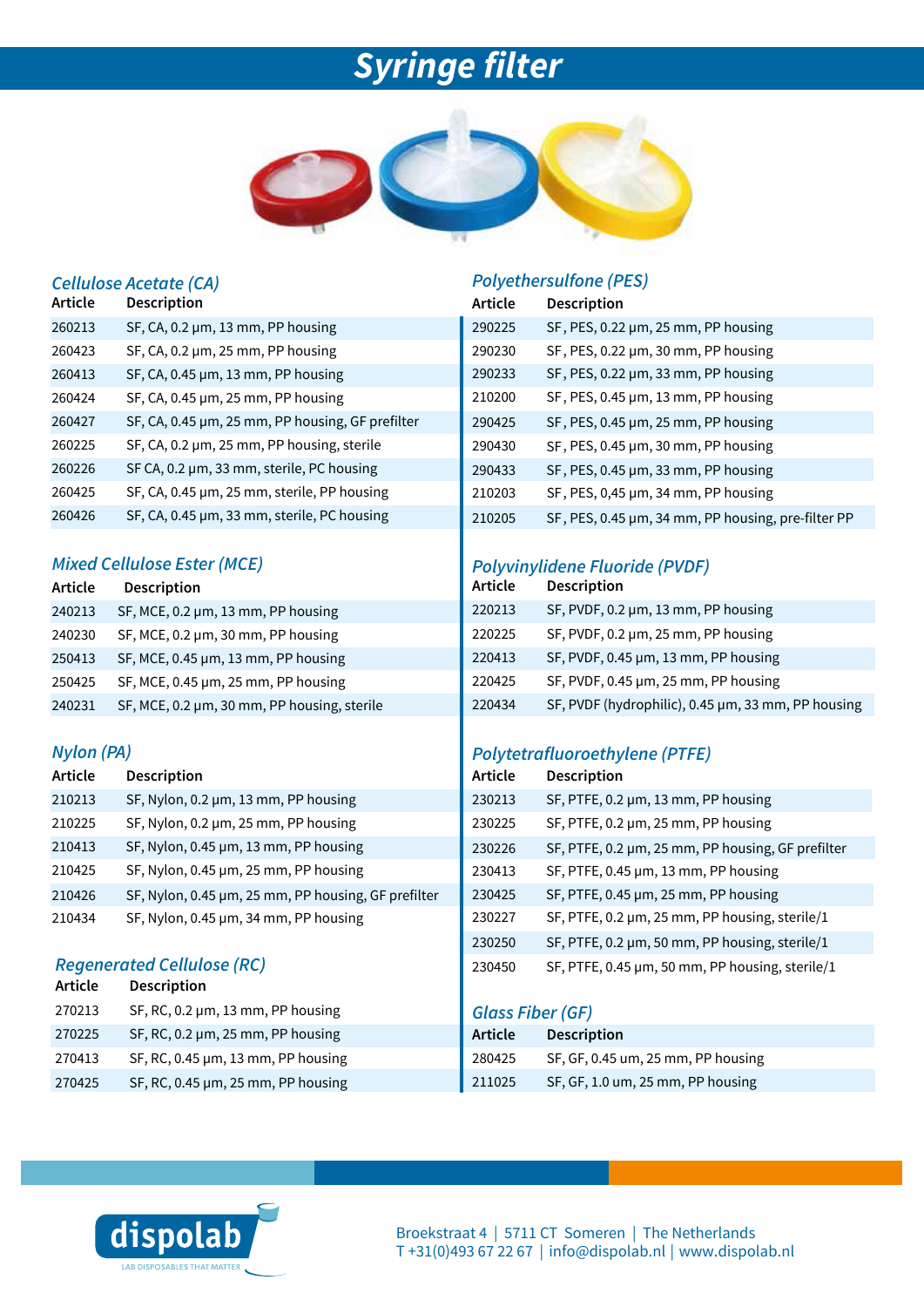# Syringe filter

## Cellulose Acetate (CA)

| Article | Description |
|---|---|
| 260213 | SF, CA, 0.2 µm, 13 mm, PP housing |
| 260423 | SF, CA, 0.2 µm, 25 mm, PP housing |
| 260413 | SF, CA, 0.45 µm, 13 mm, PP housing |
| 260424 | SF, CA, 0.45 µm, 25 mm, PP housing |
| 260427 | SF, CA, 0.45 µm, 25 mm, PP housing, GF prefilter |
| 260225 | SF, CA, 0.2 µm, 25 mm, PP housing, sterile |
| 260226 | SF CA, 0.2 µm, 33 mm, sterile, PC housing |
| 260425 | SF, CA, 0.45 µm, 25 mm, sterile, PP housing |
| 260426 | SF, CA, 0.45 µm, 33 mm, sterile, PC housing |

## Mixed Cellulose Ester (MCE)

| Article | Description |
|---|---|
| 240213 | SF, MCE, 0.2 µm, 13 mm, PP housing |
| 240230 | SF, MCE, 0.2 µm, 30 mm, PP housing |
| 250413 | SF, MCE, 0.45 µm, 13 mm, PP housing |
| 250425 | SF, MCE, 0.45 µm, 25 mm, PP housing |
| 240231 | SF, MCE, 0.2 µm, 30 mm, PP housing, sterile |

## Nylon (PA)

| Article | Description |
|---|---|
| 210213 | SF, Nylon, 0.2 µm, 13 mm, PP housing |
| 210225 | SF, Nylon, 0.2 µm, 25 mm, PP housing |
| 210413 | SF, Nylon, 0.45 µm, 13 mm, PP housing |
| 210425 | SF, Nylon, 0.45 µm, 25 mm, PP housing |
| 210426 | SF, Nylon, 0.45 µm, 25 mm, PP housing, GF prefilter |
| 210434 | SF, Nylon, 0.45 µm, 34 mm, PP housing |

## Regenerated Cellulose (RC)

| Article | Description |
|---|---|
| 270213 | SF, RC, 0.2 µm, 13 mm, PP housing |
| 270225 | SF, RC, 0.2 µm, 25 mm, PP housing |
| 270413 | SF, RC, 0.45 µm, 13 mm, PP housing |
| 270425 | SF, RC, 0.45 µm, 25 mm, PP housing |

## Polyethersulfone (PES)

| Article | Description |
|---|---|
| 290225 | SF, PES, 0.22 µm, 25 mm, PP housing |
| 290230 | SF, PES, 0.22 µm, 30 mm, PP housing |
| 290233 | SF, PES, 0.22 µm, 33 mm, PP housing |
| 210200 | SF, PES, 0.45 µm, 13 mm, PP housing |
| 290425 | SF, PES, 0.45 µm, 25 mm, PP housing |
| 290430 | SF, PES, 0.45 µm, 30 mm, PP housing |
| 290433 | SF, PES, 0.45 µm, 33 mm, PP housing |
| 210203 | SF, PES, 0,45 µm, 34 mm, PP housing |
| 210205 | SF, PES, 0.45 µm, 34 mm, PP housing, pre-filter PP |

## Polyvinylidene Fluoride (PVDF)

| Article | Description |
|---|---|
| 220213 | SF, PVDF, 0.2 µm, 13 mm, PP housing |
| 220225 | SF, PVDF, 0.2 µm, 25 mm, PP housing |
| 220413 | SF, PVDF, 0.45 µm, 13 mm, PP housing |
| 220425 | SF, PVDF, 0.45 µm, 25 mm, PP housing |
| 220434 | SF, PVDF (hydrophilic), 0.45 µm, 33 mm, PP housing |

## Polytetrafluoroethylene (PTFE)

| Article | Description |
|---|---|
| 230213 | SF, PTFE, 0.2 µm, 13 mm, PP housing |
| 230225 | SF, PTFE, 0.2 µm, 25 mm, PP housing |
| 230226 | SF, PTFE, 0.2 µm, 25 mm, PP housing, GF prefilter |
| 230413 | SF, PTFE, 0.45 µm, 13 mm, PP housing |
| 230425 | SF, PTFE, 0.45 µm, 25 mm, PP housing |
| 230227 | SF, PTFE, 0.2 µm, 25 mm, PP housing, sterile/1 |
| 230250 | SF, PTFE, 0.2 µm, 50 mm, PP housing, sterile/1 |
| 230450 | SF, PTFE, 0.45 µm, 50 mm, PP housing, sterile/1 |

## Glass Fiber (GF)

| Article | Description |
|---|---|
| 280425 | SF, GF, 0.45 um, 25 mm, PP housing |
| 211025 | SF, GF, 1.0 um, 25 mm, PP housing |

dispolab
LAB DISPOSABLES THAT MATTER

Broekstraat 4 | 5711 CT Someren | The Netherlands
T +31(0)493 67 22 67 | info@dispolab.nl | www.dispolab.nl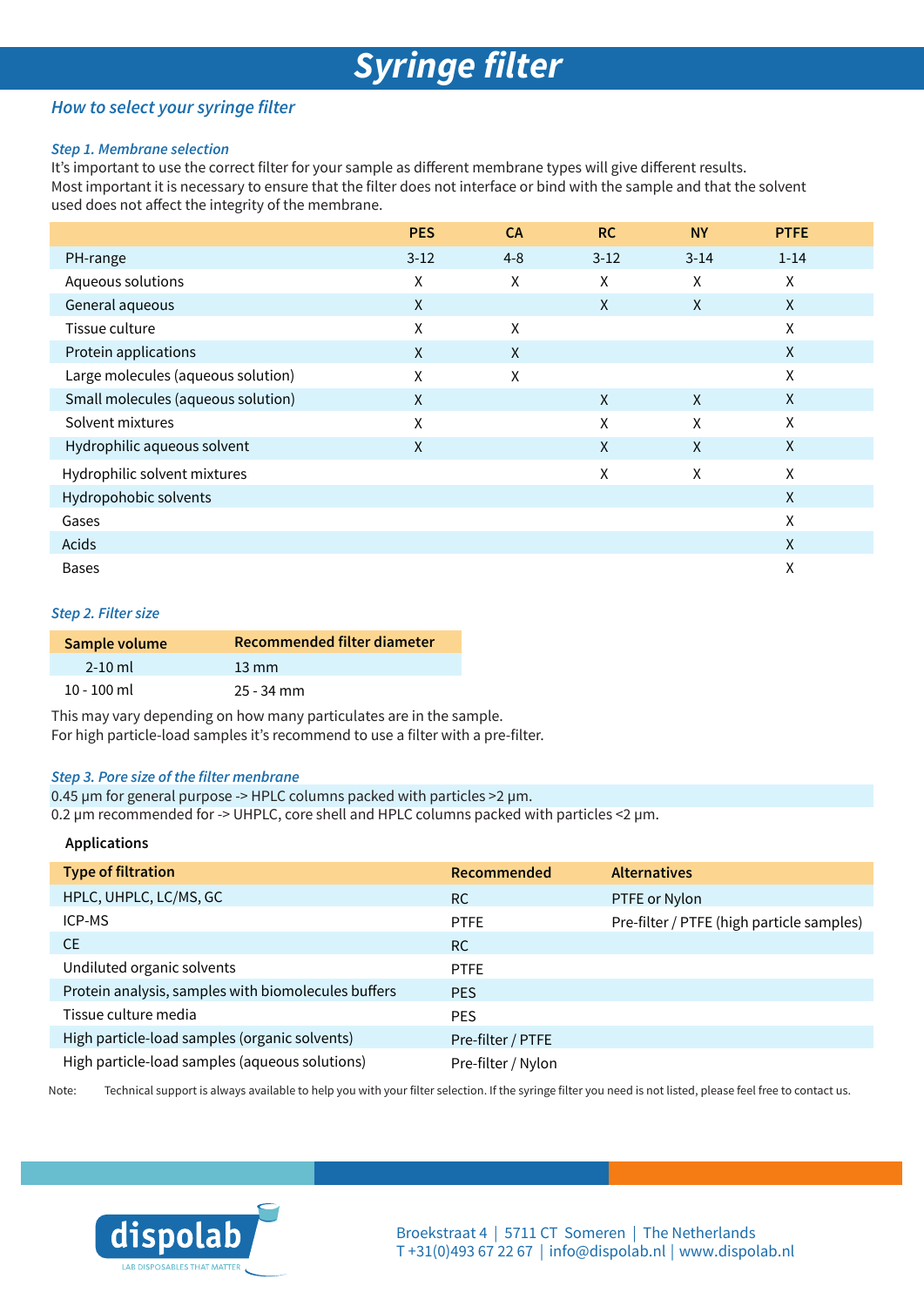# Syringe filter

## *How to select your syringe filter*

### *Step 1. Membrane selection*

It's important to use the correct filter for your sample as different membrane types will give different results.
Most important it is necessary to ensure that the filter does not interface or bind with the sample and that the solvent used does not affect the integrity of the membrane.

| | PES | CA | RC | NY | PTFE |
|---|---|---|---|---|---|
| PH-range | 3-12 | 4-8 | 3-12 | 3-14 | 1-14 |
| Aqueous solutions | X | X | X | X | X |
| General aqueous | X | | X | X | X |
| Tissue culture | X | X | | | X |
| Protein applications | X | X | | | X |
| Large molecules (aqueous solution) | X | X | | | X |
| Small molecules (aqueous solution) | X | | X | X | X |
| Solvent mixtures | X | | X | X | X |
| Hydrophilic aqueous solvent | X | | X | X | X |
| Hydrophilic solvent mixtures | | | X | X | X |
| Hydropohobic solvents | | | | | X |
| Gases | | | | | X |
| Acids | | | | | X |
| Bases | | | | | X |

### *Step 2. Filter size*

| Sample volume | Recommended filter diameter |
|---|---|
| 2-10 ml | 13 mm |
| 10 - 100 ml | 25 - 34 mm |

This may vary depending on how many particulates are in the sample.
For high particle-load samples it's recommend to use a filter with a pre-filter.

### *Step 3. Pore size of the filter menbrane*

0.45 µm for general purpose -> HPLC columns packed with particles >2 µm.
0.2 µm recommended for -> UHPLC, core shell and HPLC columns packed with particles <2 µm.

**Applications**

| Type of filtration | Recommended | Alternatives |
|---|---|---|
| HPLC, UHPLC, LC/MS, GC | RC | PTFE or Nylon |
| ICP-MS | PTFE | Pre-filter / PTFE (high particle samples) |
| CE | RC | |
| Undiluted organic solvents | PTFE | |
| Protein analysis, samples with biomolecules buffers | PES | |
| Tissue culture media | PES | |
| High particle-load samples (organic solvents) | Pre-filter / PTFE | |
| High particle-load samples (aqueous solutions) | Pre-filter / Nylon | |

Note: Technical support is always available to help you with your filter selection. If the syringe filter you need is not listed, please feel free to contact us.

dispolab
LAB DISPOSABLES THAT MATTER

Broekstraat 4 | 5711 CT Someren | The Netherlands
T +31(0)493 67 22 67 | info@dispolab.nl | www.dispolab.nl